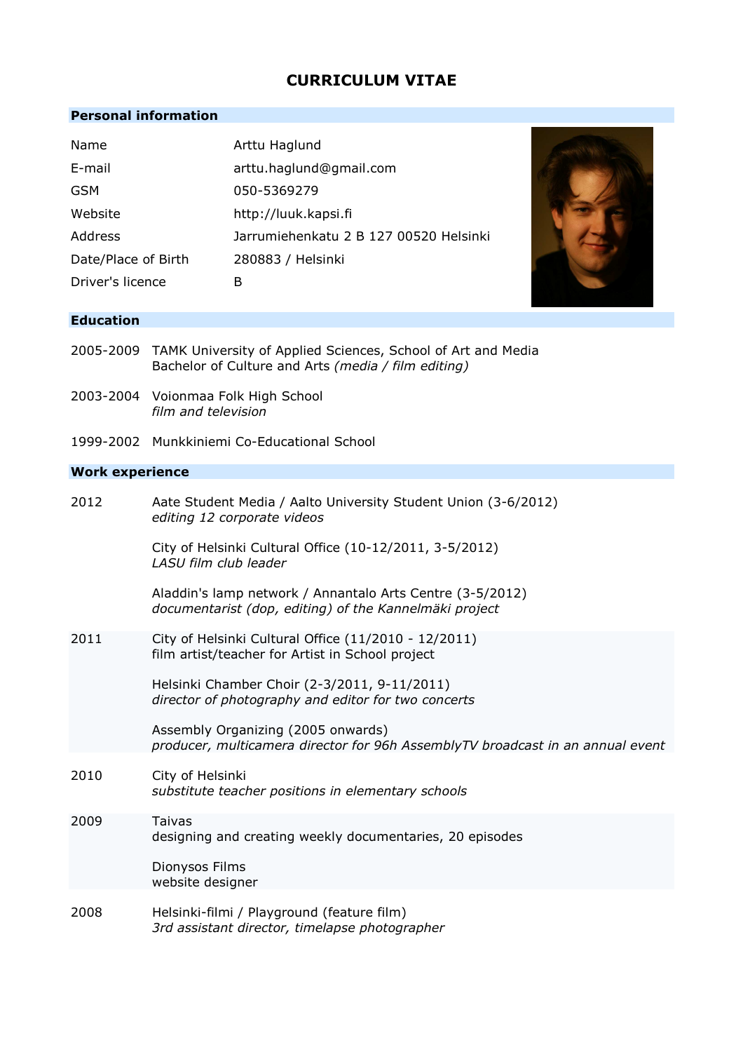# CURRICULUM VITAE

## Personal information

| | |
|---|---|
| Name | Arttu Haglund |
| E-mail | arttu.haglund@gmail.com |
| GSM | 050-5369279 |
| Website | http://luuk.kapsi.fi |
| Address | Jarrumiehenkatu 2 B 127 00520 Helsinki |
| Date/Place of Birth | 280883 / Helsinki |
| Driver's licence | B |

## Education

2005-2009 TAMK University of Applied Sciences, School of Art and Media
Bachelor of Culture and Arts *(media / film editing)*

2003-2004 Voionmaa Folk High School
*film and television*

1999-2002 Munkkiniemi Co-Educational School

## Work experience

**2012**

Aate Student Media / Aalto University Student Union (3-6/2012)
*editing 12 corporate videos*

City of Helsinki Cultural Office (10-12/2011, 3-5/2012)
*LASU film club leader*

Aladdin's lamp network / Annantalo Arts Centre (3-5/2012)
*documentarist (dop, editing) of the Kannelmäki project*

**2011**

City of Helsinki Cultural Office (11/2010 - 12/2011)
film artist/teacher for Artist in School project

Helsinki Chamber Choir (2-3/2011, 9-11/2011)
*director of photography and editor for two concerts*

Assembly Organizing (2005 onwards)
*producer, multicamera director for 96h AssemblyTV broadcast in an annual event*

**2010**

City of Helsinki
*substitute teacher positions in elementary schools*

**2009**

Taivas
designing and creating weekly documentaries, 20 episodes

Dionysos Films
website designer

**2008**

Helsinki-filmi / Playground (feature film)
*3rd assistant director, timelapse photographer*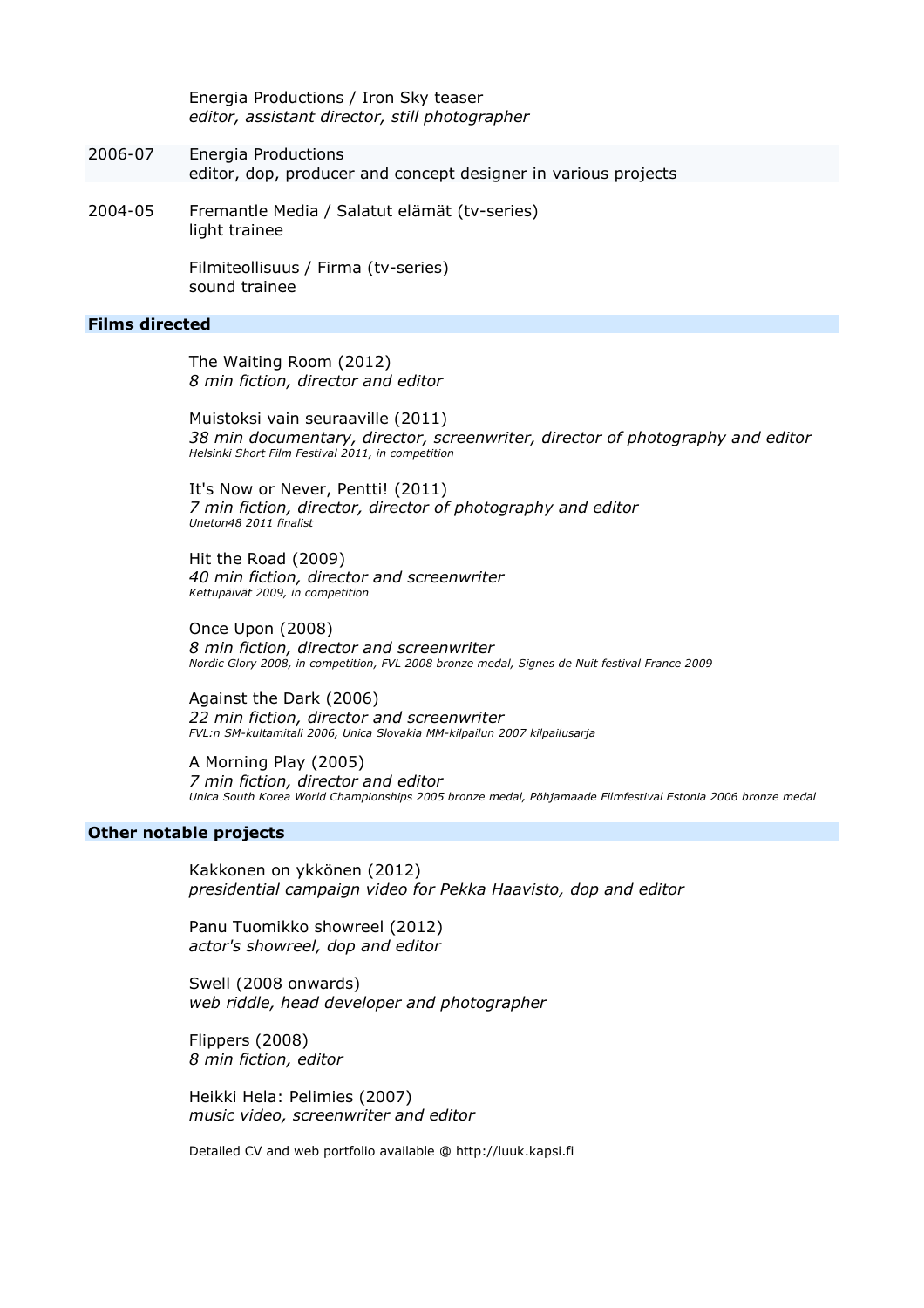Energia Productions / Iron Sky teaser
*editor, assistant director, still photographer*

2006-07 Energia Productions
editor, dop, producer and concept designer in various projects

2004-05 Fremantle Media / Salatut elämät (tv-series)
light trainee

Filmiteollisuus / Firma (tv-series)
sound trainee

## Films directed

The Waiting Room (2012)
*8 min fiction, director and editor*

Muistoksi vain seuraaville (2011)
*38 min documentary, director, screenwriter, director of photography and editor*
*Helsinki Short Film Festival 2011, in competition*

It's Now or Never, Pentti! (2011)
*7 min fiction, director, director of photography and editor*
*Uneton48 2011 finalist*

Hit the Road (2009)
*40 min fiction, director and screenwriter*
*Kettupäivät 2009, in competition*

Once Upon (2008)
*8 min fiction, director and screenwriter*
*Nordic Glory 2008, in competition, FVL 2008 bronze medal, Signes de Nuit festival France 2009*

Against the Dark (2006)
*22 min fiction, director and screenwriter*
*FVL:n SM-kultamitali 2006, Unica Slovakia MM-kilpailun 2007 kilpailusarja*

A Morning Play (2005)
*7 min fiction, director and editor*
*Unica South Korea World Championships 2005 bronze medal, Pöhjamaade Filmfestival Estonia 2006 bronze medal*

## Other notable projects

Kakkonen on ykkönen (2012)
*presidential campaign video for Pekka Haavisto, dop and editor*

Panu Tuomikko showreel (2012)
*actor's showreel, dop and editor*

Swell (2008 onwards)
*web riddle, head developer and photographer*

Flippers (2008)
*8 min fiction, editor*

Heikki Hela: Pelimies (2007)
*music video, screenwriter and editor*

Detailed CV and web portfolio available @ http://luuk.kapsi.fi